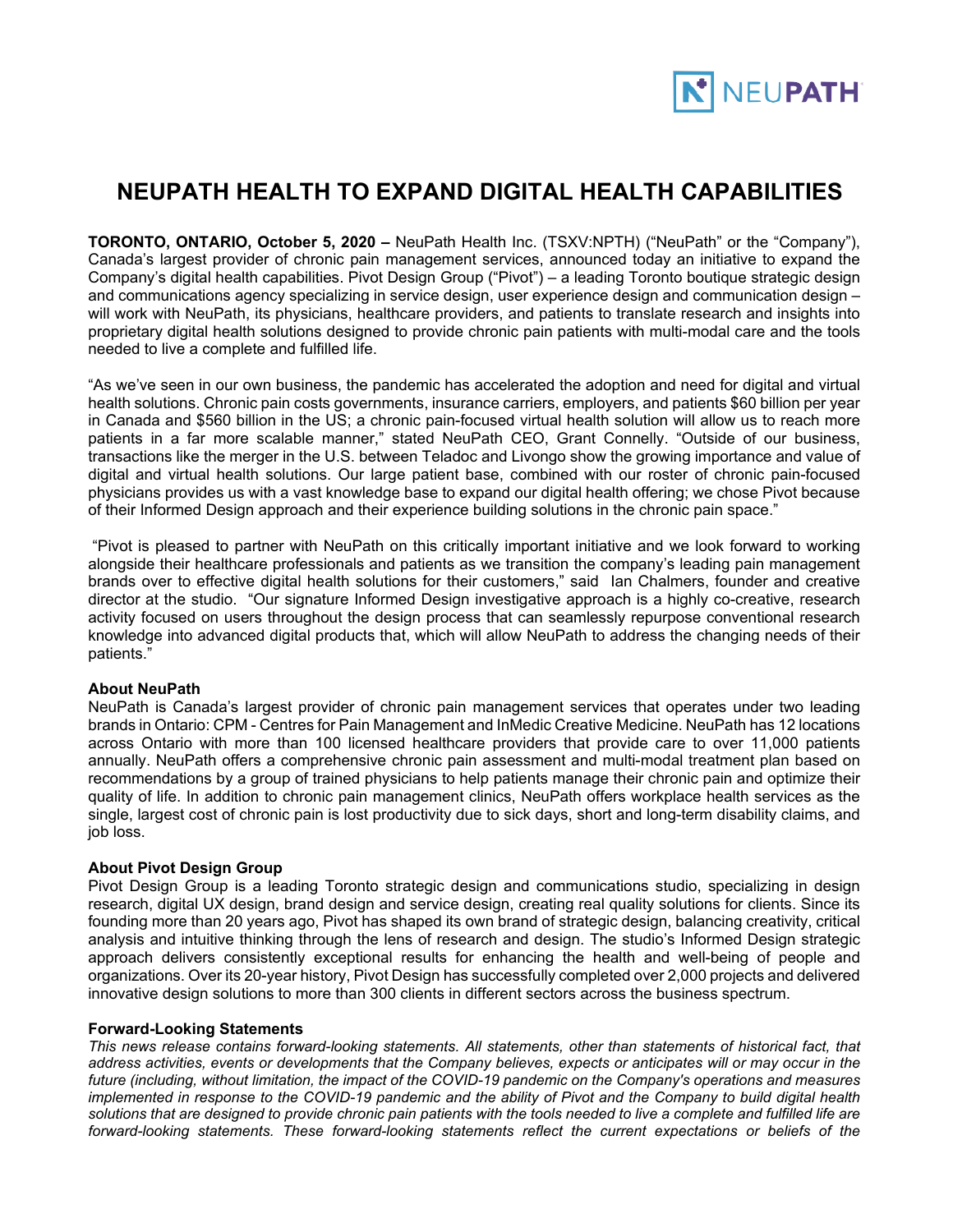# NEUPATH HEALTH TO EXPAND DIGITAL HEALTH CAPABILITIES

**TORONTO, ONTARIO, October 5, 2020 –** NeuPath Health Inc. (TSXV:NPTH) ("NeuPath" or the "Company"), Canada's largest provider of chronic pain management services, announced today an initiative to expand the Company's digital health capabilities. Pivot Design Group ("Pivot") – a leading Toronto boutique strategic design and communications agency specializing in service design, user experience design and communication design – will work with NeuPath, its physicians, healthcare providers, and patients to translate research and insights into proprietary digital health solutions designed to provide chronic pain patients with multi-modal care and the tools needed to live a complete and fulfilled life.

"As we've seen in our own business, the pandemic has accelerated the adoption and need for digital and virtual health solutions. Chronic pain costs governments, insurance carriers, employers, and patients $60 billion per year in Canada and $560 billion in the US; a chronic pain-focused virtual health solution will allow us to reach more patients in a far more scalable manner," stated NeuPath CEO, Grant Connelly. "Outside of our business, transactions like the merger in the U.S. between Teladoc and Livongo show the growing importance and value of digital and virtual health solutions. Our large patient base, combined with our roster of chronic pain-focused physicians provides us with a vast knowledge base to expand our digital health offering; we chose Pivot because of their Informed Design approach and their experience building solutions in the chronic pain space."

"Pivot is pleased to partner with NeuPath on this critically important initiative and we look forward to working alongside their healthcare professionals and patients as we transition the company's leading pain management brands over to effective digital health solutions for their customers," said Ian Chalmers, founder and creative director at the studio. "Our signature Informed Design investigative approach is a highly co-creative, research activity focused on users throughout the design process that can seamlessly repurpose conventional research knowledge into advanced digital products that, which will allow NeuPath to address the changing needs of their patients."

**About NeuPath**
NeuPath is Canada's largest provider of chronic pain management services that operates under two leading brands in Ontario: CPM - Centres for Pain Management and InMedic Creative Medicine. NeuPath has 12 locations across Ontario with more than 100 licensed healthcare providers that provide care to over 11,000 patients annually. NeuPath offers a comprehensive chronic pain assessment and multi-modal treatment plan based on recommendations by a group of trained physicians to help patients manage their chronic pain and optimize their quality of life. In addition to chronic pain management clinics, NeuPath offers workplace health services as the single, largest cost of chronic pain is lost productivity due to sick days, short and long-term disability claims, and job loss.

**About Pivot Design Group**
Pivot Design Group is a leading Toronto strategic design and communications studio, specializing in design research, digital UX design, brand design and service design, creating real quality solutions for clients. Since its founding more than 20 years ago, Pivot has shaped its own brand of strategic design, balancing creativity, critical analysis and intuitive thinking through the lens of research and design. The studio's Informed Design strategic approach delivers consistently exceptional results for enhancing the health and well-being of people and organizations. Over its 20-year history, Pivot Design has successfully completed over 2,000 projects and delivered innovative design solutions to more than 300 clients in different sectors across the business spectrum.

**Forward-Looking Statements**
*This news release contains forward-looking statements. All statements, other than statements of historical fact, that address activities, events or developments that the Company believes, expects or anticipates will or may occur in the future (including, without limitation, the impact of the COVID-19 pandemic on the Company's operations and measures implemented in response to the COVID-19 pandemic and the ability of Pivot and the Company to build digital health solutions that are designed to provide chronic pain patients with the tools needed to live a complete and fulfilled life are forward-looking statements. These forward-looking statements reflect the current expectations or beliefs of the*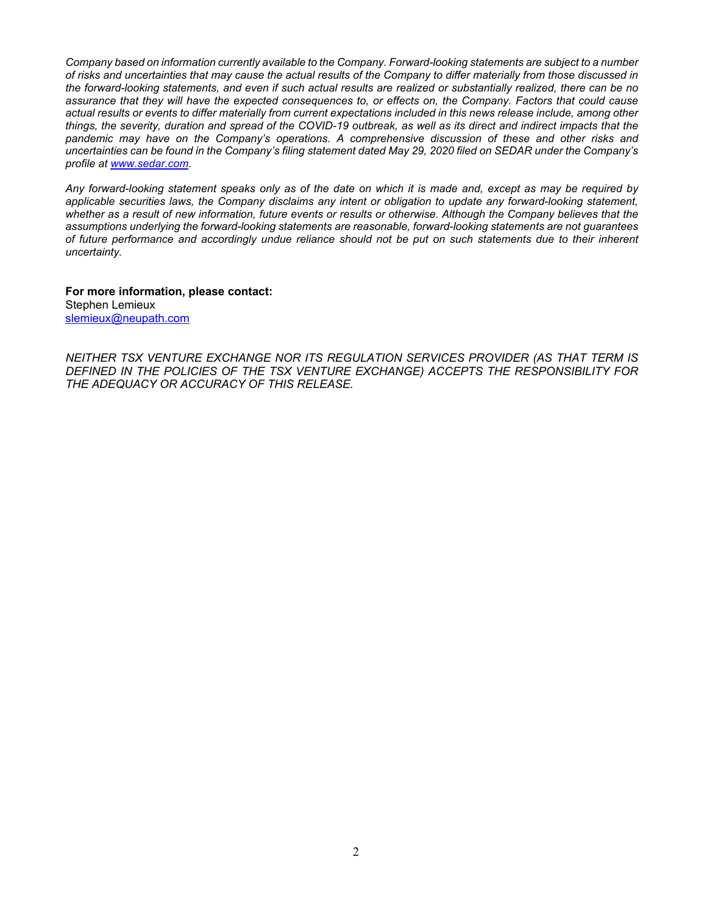*Company based on information currently available to the Company. Forward-looking statements are subject to a number of risks and uncertainties that may cause the actual results of the Company to differ materially from those discussed in the forward-looking statements, and even if such actual results are realized or substantially realized, there can be no assurance that they will have the expected consequences to, or effects on, the Company. Factors that could cause actual results or events to differ materially from current expectations included in this news release include, among other things, the severity, duration and spread of the COVID-19 outbreak, as well as its direct and indirect impacts that the pandemic may have on the Company's operations. A comprehensive discussion of these and other risks and uncertainties can be found in the Company's filing statement dated May 29, 2020 filed on SEDAR under the Company's profile at [www.sedar.com](http://www.sedar.com).*

*Any forward-looking statement speaks only as of the date on which it is made and, except as may be required by applicable securities laws, the Company disclaims any intent or obligation to update any forward-looking statement, whether as a result of new information, future events or results or otherwise. Although the Company believes that the assumptions underlying the forward-looking statements are reasonable, forward-looking statements are not guarantees of future performance and accordingly undue reliance should not be put on such statements due to their inherent uncertainty.*

**For more information, please contact:**
Stephen Lemieux
[slemieux@neupath.com](mailto:slemieux@neupath.com)

*NEITHER TSX VENTURE EXCHANGE NOR ITS REGULATION SERVICES PROVIDER (AS THAT TERM IS DEFINED IN THE POLICIES OF THE TSX VENTURE EXCHANGE) ACCEPTS THE RESPONSIBILITY FOR THE ADEQUACY OR ACCURACY OF THIS RELEASE.*